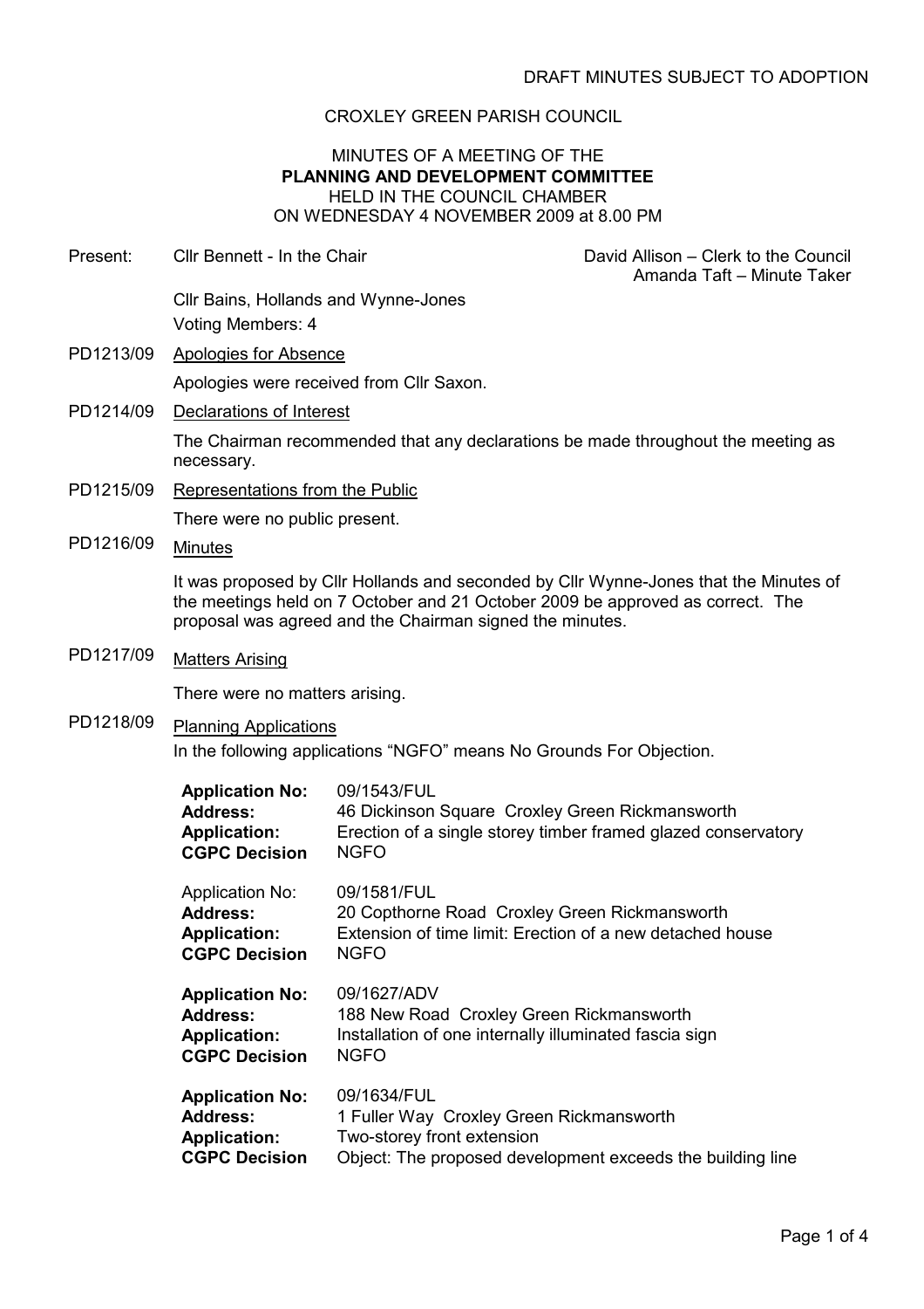DRAFT MINUTES SUBJECT TO ADOPTION

CROXLEY GREEN PARISH COUNCIL

MINUTES OF A MEETING OF THE
**PLANNING AND DEVELOPMENT COMMITTEE**
HELD IN THE COUNCIL CHAMBER
ON WEDNESDAY 4 NOVEMBER 2009 at 8.00 PM

Present: Cllr Bennett - In the Chair

David Allison – Clerk to the Council
Amanda Taft – Minute Taker

Cllr Bains, Hollands and Wynne-Jones
Voting Members: 4

PD1213/09 Apologies for Absence

Apologies were received from Cllr Saxon.

PD1214/09 Declarations of Interest

The Chairman recommended that any declarations be made throughout the meeting as necessary.

PD1215/09 Representations from the Public

There were no public present.

PD1216/09 Minutes

It was proposed by Cllr Hollands and seconded by Cllr Wynne-Jones that the Minutes of the meetings held on 7 October and 21 October 2009 be approved as correct. The proposal was agreed and the Chairman signed the minutes.

PD1217/09 Matters Arising

There were no matters arising.

PD1218/09 Planning Applications

In the following applications "NGFO" means No Grounds For Objection.

**Application No:** 09/1543/FUL
**Address:** 46 Dickinson Square Croxley Green Rickmansworth
**Application:** Erection of a single storey timber framed glazed conservatory
**CGPC Decision** NGFO

Application No: 09/1581/FUL
**Address:** 20 Copthorne Road Croxley Green Rickmansworth
**Application:** Extension of time limit: Erection of a new detached house
**CGPC Decision** NGFO

**Application No:** 09/1627/ADV
**Address:** 188 New Road Croxley Green Rickmansworth
**Application:** Installation of one internally illuminated fascia sign
**CGPC Decision** NGFO

**Application No:** 09/1634/FUL
**Address:** 1 Fuller Way Croxley Green Rickmansworth
**Application:** Two-storey front extension
**CGPC Decision** Object: The proposed development exceeds the building line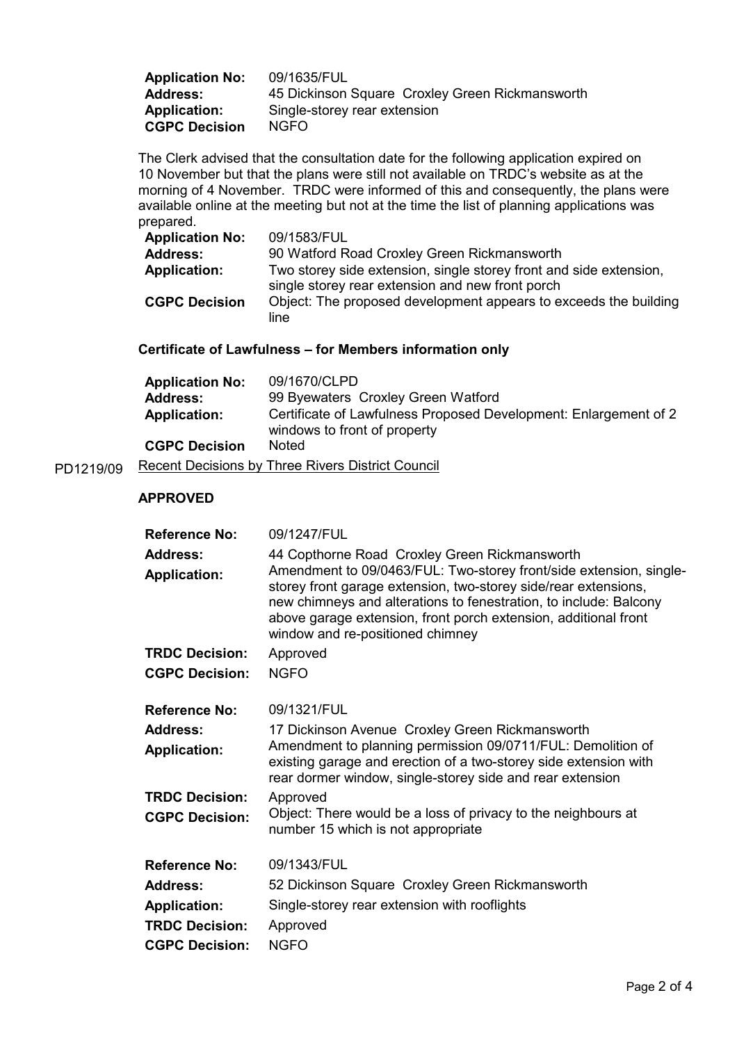| | |
|---|---|
| **Application No:** | 09/1635/FUL |
| **Address:** | 45 Dickinson Square Croxley Green Rickmansworth |
| **Application:** | Single-storey rear extension |
| **CGPC Decision** | NGFO |

The Clerk advised that the consultation date for the following application expired on 10 November but that the plans were still not available on TRDC's website as at the morning of 4 November. TRDC were informed of this and consequently, the plans were available online at the meeting but not at the time the list of planning applications was prepared.

| | |
|---|---|
| **Application No:** | 09/1583/FUL |
| **Address:** | 90 Watford Road Croxley Green Rickmansworth |
| **Application:** | Two storey side extension, single storey front and side extension, single storey rear extension and new front porch |
| **CGPC Decision** | Object: The proposed development appears to exceeds the building line |

**Certificate of Lawfulness – for Members information only**

| | |
|---|---|
| **Application No:** | 09/1670/CLPD |
| **Address:** | 99 Byewaters Croxley Green Watford |
| **Application:** | Certificate of Lawfulness Proposed Development: Enlargement of 2 windows to front of property |
| **CGPC Decision** | Noted |

PD1219/09 Recent Decisions by Three Rivers District Council

**APPROVED**

| | |
|---|---|
| **Reference No:** | 09/1247/FUL |
| **Address:** | 44 Copthorne Road Croxley Green Rickmansworth |
| **Application:** | Amendment to 09/0463/FUL: Two-storey front/side extension, single-storey front garage extension, two-storey side/rear extensions, new chimneys and alterations to fenestration, to include: Balcony above garage extension, front porch extension, additional front window and re-positioned chimney |
| **TRDC Decision:** | Approved |
| **CGPC Decision:** | NGFO |

| | |
|---|---|
| **Reference No:** | 09/1321/FUL |
| **Address:** | 17 Dickinson Avenue Croxley Green Rickmansworth |
| **Application:** | Amendment to planning permission 09/0711/FUL: Demolition of existing garage and erection of a two-storey side extension with rear dormer window, single-storey side and rear extension |
| **TRDC Decision:** | Approved |
| **CGPC Decision:** | Object: There would be a loss of privacy to the neighbours at number 15 which is not appropriate |

| | |
|---|---|
| **Reference No:** | 09/1343/FUL |
| **Address:** | 52 Dickinson Square Croxley Green Rickmansworth |
| **Application:** | Single-storey rear extension with rooflights |
| **TRDC Decision:** | Approved |
| **CGPC Decision:** | NGFO |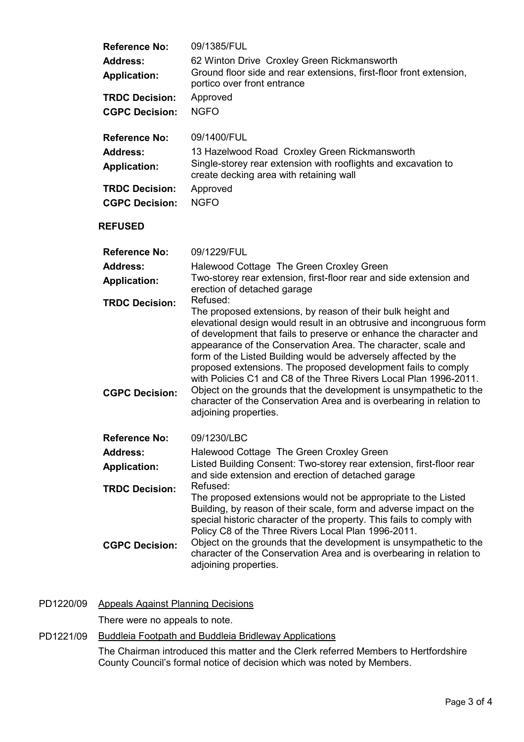| | |
|---|---|
| **Reference No:** | 09/1385/FUL |
| **Address:** | 62 Winton Drive Croxley Green Rickmansworth |
| **Application:** | Ground floor side and rear extensions, first-floor front extension, portico over front entrance |
| **TRDC Decision:** | Approved |
| **CGPC Decision:** | NGFO |

| | |
|---|---|
| **Reference No:** | 09/1400/FUL |
| **Address:** | 13 Hazelwood Road Croxley Green Rickmansworth |
| **Application:** | Single-storey rear extension with rooflights and excavation to create decking area with retaining wall |
| **TRDC Decision:** | Approved |
| **CGPC Decision:** | NGFO |

**REFUSED**

| | |
|---|---|
| **Reference No:** | 09/1229/FUL |
| **Address:** | Halewood Cottage The Green Croxley Green |
| **Application:** | Two-storey rear extension, first-floor rear and side extension and erection of detached garage |
| **TRDC Decision:** | Refused: The proposed extensions, by reason of their bulk height and elevational design would result in an obtrusive and incongruous form of development that fails to preserve or enhance the character and appearance of the Conservation Area. The character, scale and form of the Listed Building would be adversely affected by the proposed extensions. The proposed development fails to comply with Policies C1 and C8 of the Three Rivers Local Plan 1996-2011. |
| **CGPC Decision:** | Object on the grounds that the development is unsympathetic to the character of the Conservation Area and is overbearing in relation to adjoining properties. |

| | |
|---|---|
| **Reference No:** | 09/1230/LBC |
| **Address:** | Halewood Cottage The Green Croxley Green |
| **Application:** | Listed Building Consent: Two-storey rear extension, first-floor rear and side extension and erection of detached garage |
| **TRDC Decision:** | Refused: The proposed extensions would not be appropriate to the Listed Building, by reason of their scale, form and adverse impact on the special historic character of the property. This fails to comply with Policy C8 of the Three Rivers Local Plan 1996-2011. |
| **CGPC Decision:** | Object on the grounds that the development is unsympathetic to the character of the Conservation Area and is overbearing in relation to adjoining properties. |

PD1220/09 Appeals Against Planning Decisions

There were no appeals to note.

PD1221/09 Buddleia Footpath and Buddleia Bridleway Applications

The Chairman introduced this matter and the Clerk referred Members to Hertfordshire County Council's formal notice of decision which was noted by Members.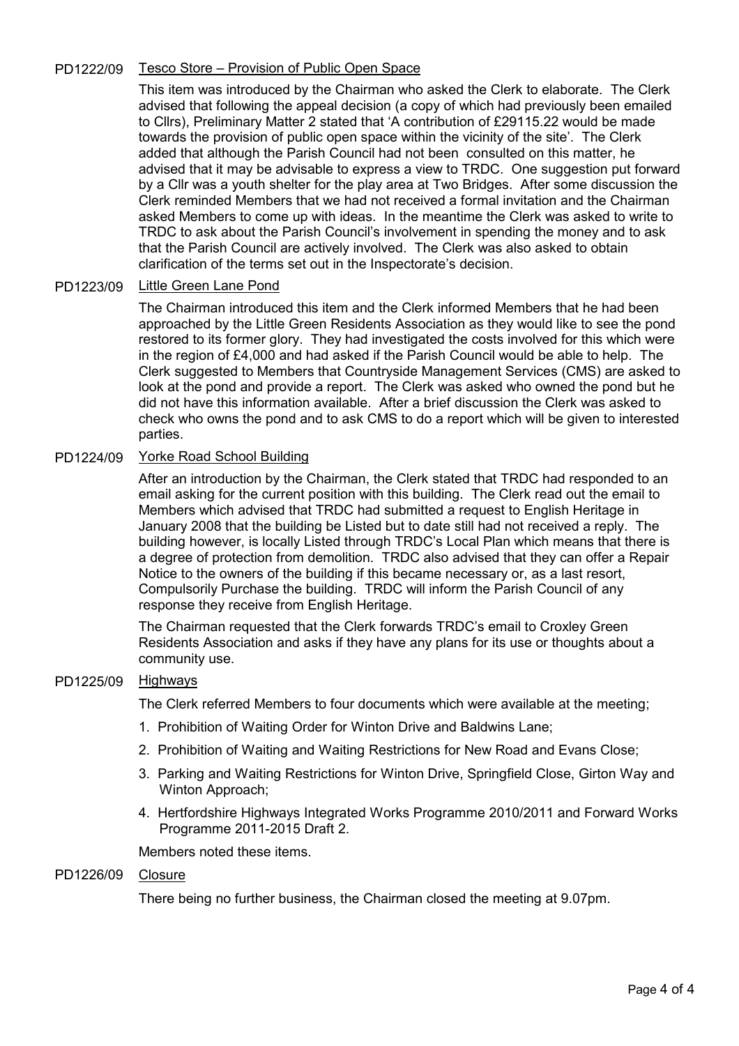**PD1222/09 Tesco Store – Provision of Public Open Space**

This item was introduced by the Chairman who asked the Clerk to elaborate. The Clerk advised that following the appeal decision (a copy of which had previously been emailed to Cllrs), Preliminary Matter 2 stated that 'A contribution of £29115.22 would be made towards the provision of public open space within the vicinity of the site'. The Clerk added that although the Parish Council had not been consulted on this matter, he advised that it may be advisable to express a view to TRDC. One suggestion put forward by a Cllr was a youth shelter for the play area at Two Bridges. After some discussion the Clerk reminded Members that we had not received a formal invitation and the Chairman asked Members to come up with ideas. In the meantime the Clerk was asked to write to TRDC to ask about the Parish Council's involvement in spending the money and to ask that the Parish Council are actively involved. The Clerk was also asked to obtain clarification of the terms set out in the Inspectorate's decision.

**PD1223/09 Little Green Lane Pond**

The Chairman introduced this item and the Clerk informed Members that he had been approached by the Little Green Residents Association as they would like to see the pond restored to its former glory. They had investigated the costs involved for this which were in the region of £4,000 and had asked if the Parish Council would be able to help. The Clerk suggested to Members that Countryside Management Services (CMS) are asked to look at the pond and provide a report. The Clerk was asked who owned the pond but he did not have this information available. After a brief discussion the Clerk was asked to check who owns the pond and to ask CMS to do a report which will be given to interested parties.

**PD1224/09 Yorke Road School Building**

After an introduction by the Chairman, the Clerk stated that TRDC had responded to an email asking for the current position with this building. The Clerk read out the email to Members which advised that TRDC had submitted a request to English Heritage in January 2008 that the building be Listed but to date still had not received a reply. The building however, is locally Listed through TRDC's Local Plan which means that there is a degree of protection from demolition. TRDC also advised that they can offer a Repair Notice to the owners of the building if this became necessary or, as a last resort, Compulsorily Purchase the building. TRDC will inform the Parish Council of any response they receive from English Heritage.

The Chairman requested that the Clerk forwards TRDC's email to Croxley Green Residents Association and asks if they have any plans for its use or thoughts about a community use.

**PD1225/09 Highways**

The Clerk referred Members to four documents which were available at the meeting;

1. Prohibition of Waiting Order for Winton Drive and Baldwins Lane;
2. Prohibition of Waiting and Waiting Restrictions for New Road and Evans Close;
3. Parking and Waiting Restrictions for Winton Drive, Springfield Close, Girton Way and Winton Approach;
4. Hertfordshire Highways Integrated Works Programme 2010/2011 and Forward Works Programme 2011-2015 Draft 2.

Members noted these items.

**PD1226/09 Closure**

There being no further business, the Chairman closed the meeting at 9.07pm.